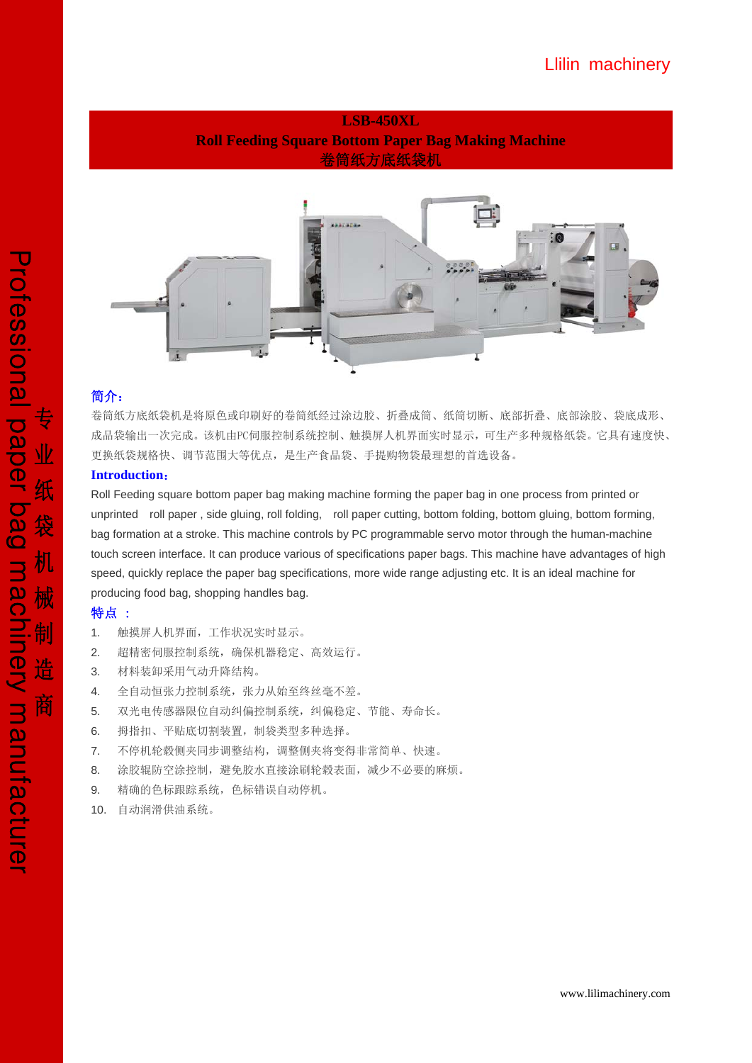Llilin machinery

# LSB-450XL
## Roll Feeding Square Bottom Paper Bag Making Machine
## 卷筒纸方底纸袋机

### 简介：

卷筒纸方底纸袋机是将原色或印刷好的卷筒纸经过涂边胶、折叠成筒、纸筒切断、底部折叠、底部涂胶、袋底成形、成品袋输出一次完成。该机由PC伺服控制系统控制、触摸屏人机界面实时显示，可生产多种规格纸袋。它具有速度快、更换纸袋规格快、调节范围大等优点，是生产食品袋、手提购物袋最理想的首选设备。

### Introduction：

Roll Feeding square bottom paper bag making machine forming the paper bag in one process from printed or unprinted roll paper , side gluing, roll folding, roll paper cutting, bottom folding, bottom gluing, bottom forming, bag formation at a stroke. This machine controls by PC programmable servo motor through the human-machine touch screen interface. It can produce various of specifications paper bags. This machine have advantages of high speed, quickly replace the paper bag specifications, more wide range adjusting etc. It is an ideal machine for producing food bag, shopping handles bag.

### 特点 ：

1. 触摸屏人机界面，工作状况实时显示。
2. 超精密伺服控制系统，确保机器稳定、高效运行。
3. 材料装卸采用气动升降结构。
4. 全自动恒张力控制系统，张力从始至终丝毫不差。
5. 双光电传感器限位自动纠偏控制系统，纠偏稳定、节能、寿命长。
6. 拇指扣、平贴底切割装置，制袋类型多种选择。
7. 不停机轮毂侧夹同步调整结构，调整侧夹将变得非常简单、快速。
8. 涂胶辊防空涂控制，避免胶水直接涂刷轮毂表面，减少不必要的麻烦。
9. 精确的色标跟踪系统，色标错误自动停机。
10. 自动润滑供油系统。

Professional paper bag machinery manufacturer

专业纸袋机械制造商

www.lilimachinery.com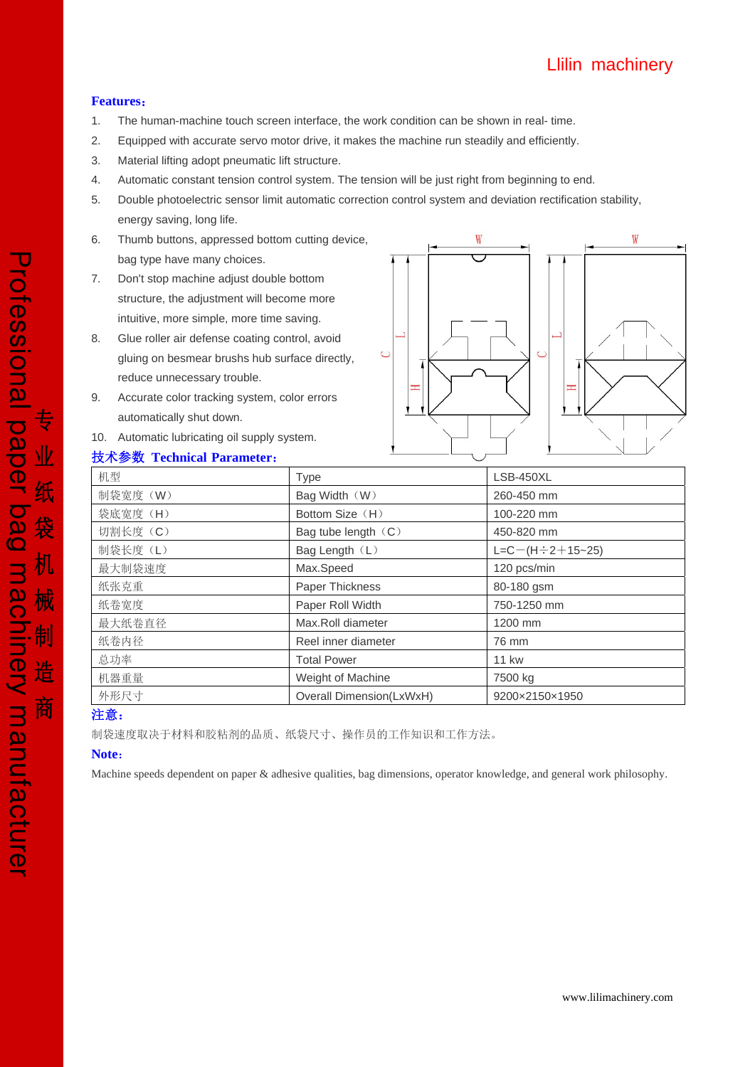Llilin machinery

**Features:**

1. The human-machine touch screen interface, the work condition can be shown in real- time.
2. Equipped with accurate servo motor drive, it makes the machine run steadily and efficiently.
3. Material lifting adopt pneumatic lift structure.
4. Automatic constant tension control system. The tension will be just right from beginning to end.
5. Double photoelectric sensor limit automatic correction control system and deviation rectification stability, energy saving, long life.
6. Thumb buttons, appressed bottom cutting device, bag type have many choices.
7. Don't stop machine adjust double bottom structure, the adjustment will become more intuitive, more simple, more time saving.
8. Glue roller air defense coating control, avoid gluing on besmear brushs hub surface directly, reduce unnecessary trouble.
9. Accurate color tracking system, color errors automatically shut down.
10. Automatic lubricating oil supply system.

W L C H

**技术参数 Technical Parameter:**

| | | |
|---|---|---|
| 机型 | Type | LSB-450XL |
| 制袋宽度（W） | Bag Width（W） | 260-450 mm |
| 袋底宽度（H） | Bottom Size（H） | 100-220 mm |
| 切割长度（C） | Bag tube length（C） | 450-820 mm |
| 制袋长度（L） | Bag Length（L） | L=C－(H÷2＋15~25) |
| 最大制袋速度 | Max.Speed | 120 pcs/min |
| 纸张克重 | Paper Thickness | 80-180 gsm |
| 纸卷宽度 | Paper Roll Width | 750-1250 mm |
| 最大纸卷直径 | Max.Roll diameter | 1200 mm |
| 纸卷内径 | Reel inner diameter | 76 mm |
| 总功率 | Total Power | 11 kw |
| 机器重量 | Weight of Machine | 7500 kg |
| 外形尺寸 | Overall Dimension(LxWxH) | 9200×2150×1950 |

**注意:**

制袋速度取决于材料和胶粘剂的品质、纸袋尺寸、操作员的工作知识和工作方法。

**Note:**

Machine speeds dependent on paper & adhesive qualities, bag dimensions, operator knowledge, and general work philosophy.

Professional paper bag machinery manufacturer 专业纸袋机械制造商

www.lilimachinery.com